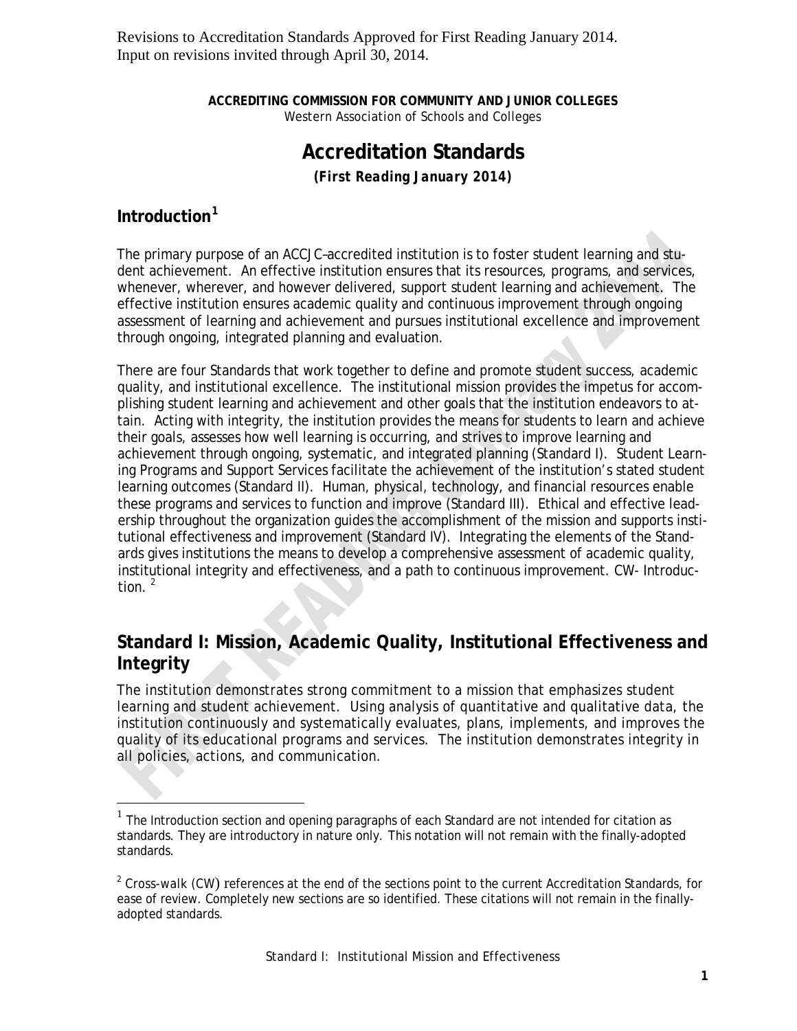Revisions to Accreditation Standards Approved for First Reading January 2014.
Input on revisions invited through April 30, 2014.

**ACCREDITING COMMISSION FOR COMMUNITY AND JUNIOR COLLEGES**
Western Association of Schools and Colleges

# Accreditation Standards

***(First Reading January 2014)***

## Introduction[1]

The primary purpose of an ACCJC–accredited institution is to foster student learning and student achievement. An effective institution ensures that its resources, programs, and services, whenever, wherever, and however delivered, support student learning and achievement. The effective institution ensures academic quality and continuous improvement through ongoing assessment of learning and achievement and pursues institutional excellence and improvement through ongoing, integrated planning and evaluation.

There are four Standards that work together to define and promote student success, academic quality, and institutional excellence. The institutional mission provides the impetus for accomplishing student learning and achievement and other goals that the institution endeavors to attain. Acting with integrity, the institution provides the means for students to learn and achieve their goals, assesses how well learning is occurring, and strives to improve learning and achievement through ongoing, systematic, and integrated planning (Standard I). Student Learning Programs and Support Services facilitate the achievement of the institution's stated student learning outcomes (Standard II). Human, physical, technology, and financial resources enable these programs and services to function and improve (Standard III). Ethical and effective leadership throughout the organization guides the accomplishment of the mission and supports institutional effectiveness and improvement (Standard IV). Integrating the elements of the Standards gives institutions the means to develop a comprehensive assessment of academic quality, institutional integrity and effectiveness, and a path to continuous improvement. CW- Introduction. [2]

## Standard I: Mission, Academic Quality, Institutional Effectiveness and Integrity

The institution demonstrates strong commitment to a mission that emphasizes student learning and student achievement. Using analysis of quantitative and qualitative data, the institution continuously and systematically evaluates, plans, implements, and improves the quality of its educational programs and services. The institution demonstrates integrity in all policies, actions, and communication.

[1] The Introduction section and opening paragraphs of each Standard are not intended for citation as standards. They are introductory in nature only. This notation will not remain with the finally-adopted standards.

[2] Cross-walk (CW) references at the end of the sections point to the current Accreditation Standards, for ease of review. Completely new sections are so identified. These citations will not remain in the finally-adopted standards.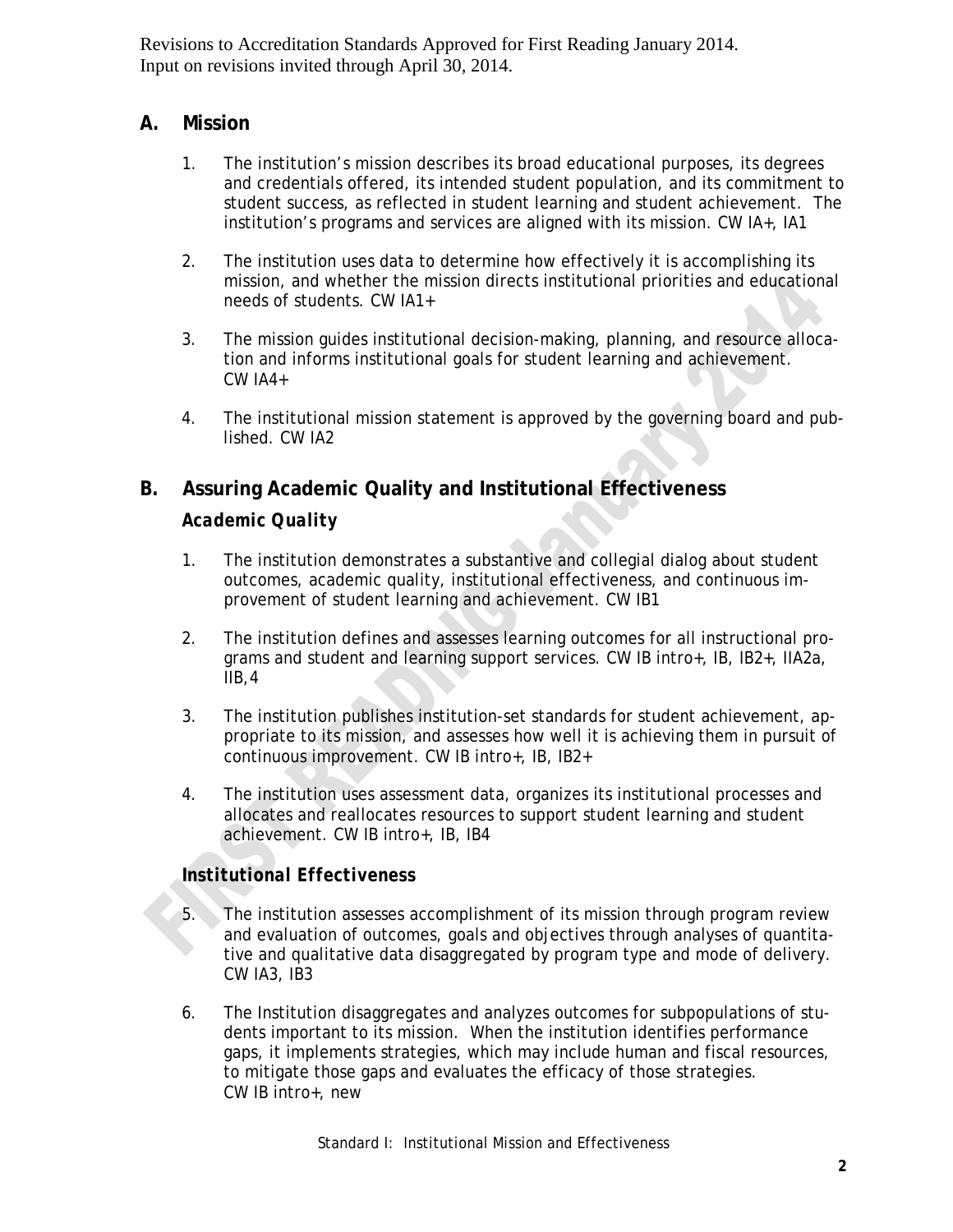Revisions to Accreditation Standards Approved for First Reading January 2014.
Input on revisions invited through April 30, 2014.

## A. Mission

1. The institution's mission describes its broad educational purposes, its degrees and credentials offered, its intended student population, and its commitment to student success, as reflected in student learning and student achievement. The institution's programs and services are aligned with its mission. CW IA+, IA1

2. The institution uses data to determine how effectively it is accomplishing its mission, and whether the mission directs institutional priorities and educational needs of students. CW IA1+

3. The mission guides institutional decision-making, planning, and resource allocation and informs institutional goals for student learning and achievement. CW IA4+

4. The institutional mission statement is approved by the governing board and published. CW IA2

## B. Assuring Academic Quality and Institutional Effectiveness

### *Academic Quality*

1. The institution demonstrates a substantive and collegial dialog about student outcomes, academic quality, institutional effectiveness, and continuous improvement of student learning and achievement. CW IB1

2. The institution defines and assesses learning outcomes for all instructional programs and student and learning support services. CW IB intro+, IB, IB2+, IIA2a, IIB,4

3. The institution publishes institution-set standards for student achievement, appropriate to its mission, and assesses how well it is achieving them in pursuit of continuous improvement. CW IB intro+, IB, IB2+

4. The institution uses assessment data, organizes its institutional processes and allocates and reallocates resources to support student learning and student achievement. CW IB intro+, IB, IB4

### *Institutional Effectiveness*

5. The institution assesses accomplishment of its mission through program review and evaluation of outcomes, goals and objectives through analyses of quantitative and qualitative data disaggregated by program type and mode of delivery. CW IA3, IB3

6. The Institution disaggregates and analyzes outcomes for subpopulations of students important to its mission. When the institution identifies performance gaps, it implements strategies, which may include human and fiscal resources, to mitigate those gaps and evaluates the efficacy of those strategies. CW IB intro+, new

Standard I: Institutional Mission and Effectiveness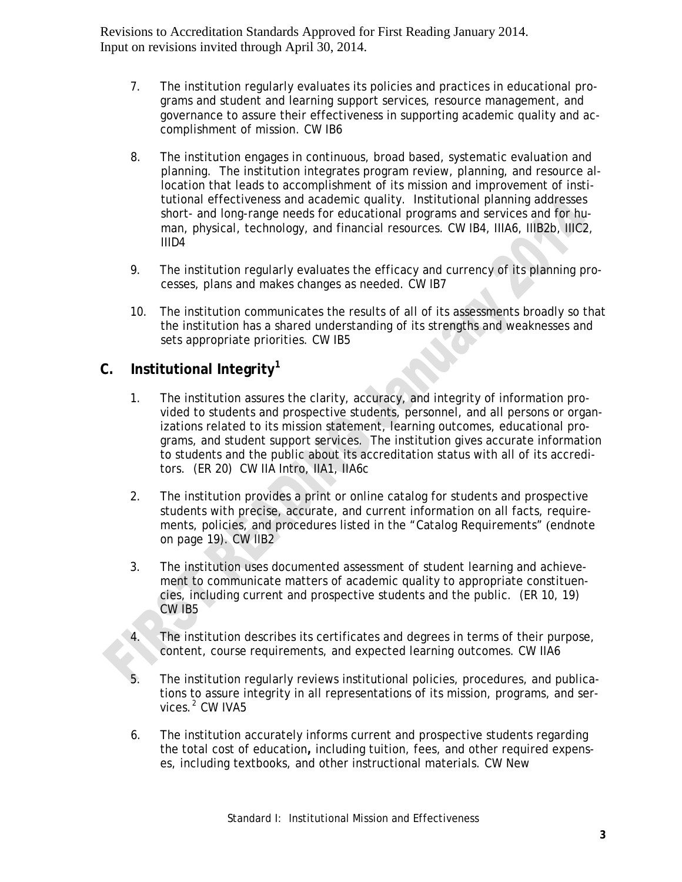7. The institution regularly evaluates its policies and practices in educational programs and student and learning support services, resource management, and governance to assure their effectiveness in supporting academic quality and accomplishment of mission. CW IB6

8. The institution engages in continuous, broad based, systematic evaluation and planning. The institution integrates program review, planning, and resource allocation that leads to accomplishment of its mission and improvement of institutional effectiveness and academic quality. Institutional planning addresses short- and long-range needs for educational programs and services and for human, physical, technology, and financial resources. CW IB4, IIIA6, IIIB2b, IIIC2, IIID4

9. The institution regularly evaluates the efficacy and currency of its planning processes, plans and makes changes as needed. CW IB7

10. The institution communicates the results of all of its assessments broadly so that the institution has a shared understanding of its strengths and weaknesses and sets appropriate priorities. CW IB5

## C. Institutional Integrity[1]

1. The institution assures the clarity, accuracy, and integrity of information provided to students and prospective students, personnel, and all persons or organizations related to its mission statement, learning outcomes, educational programs, and student support services. The institution gives accurate information to students and the public about its accreditation status with all of its accreditors. (ER 20) CW IIA Intro, IIA1, IIA6c

2. The institution provides a print or online catalog for students and prospective students with precise, accurate, and current information on all facts, requirements, policies, and procedures listed in the "Catalog Requirements" (endnote on page 19). CW IIB2

3. The institution uses documented assessment of student learning and achievement to communicate matters of academic quality to appropriate constituencies, including current and prospective students and the public. (ER 10, 19) CW IB5

4. The institution describes its certificates and degrees in terms of their purpose, content, course requirements, and expected learning outcomes. CW IIA6

5. The institution regularly reviews institutional policies, procedures, and publications to assure integrity in all representations of its mission, programs, and services.[2] CW IVA5

6. The institution accurately informs current and prospective students regarding the total cost of education**,** including tuition, fees, and other required expenses, including textbooks, and other instructional materials. CW New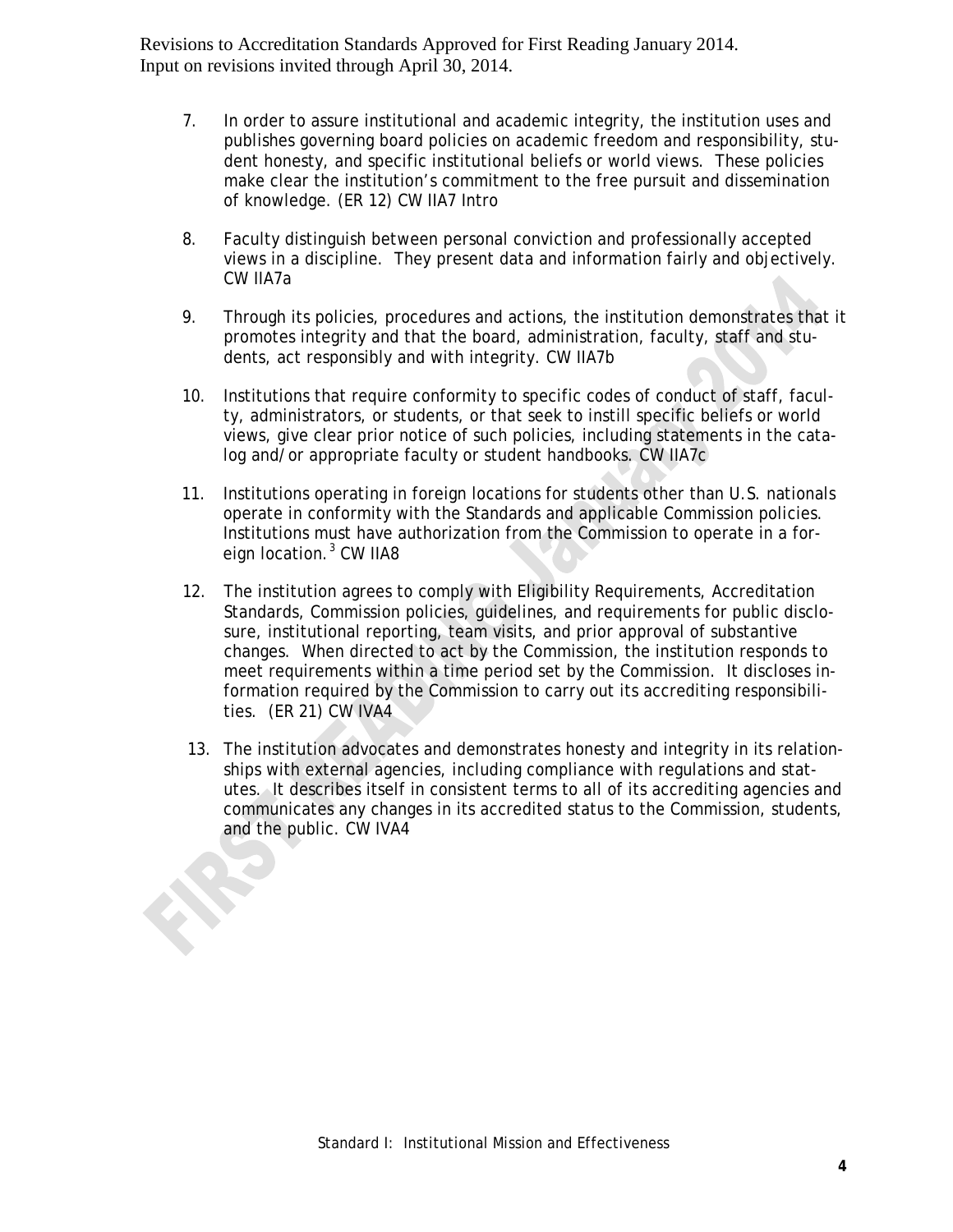7. In order to assure institutional and academic integrity, the institution uses and publishes governing board policies on academic freedom and responsibility, student honesty, and specific institutional beliefs or world views. These policies make clear the institution's commitment to the free pursuit and dissemination of knowledge. (ER 12) CW IIA7 Intro

8. Faculty distinguish between personal conviction and professionally accepted views in a discipline. They present data and information fairly and objectively. CW IIA7a

9. Through its policies, procedures and actions, the institution demonstrates that it promotes integrity and that the board, administration, faculty, staff and students, act responsibly and with integrity. CW IIA7b

10. Institutions that require conformity to specific codes of conduct of staff, faculty, administrators, or students, or that seek to instill specific beliefs or world views, give clear prior notice of such policies, including statements in the catalog and/or appropriate faculty or student handbooks. CW IIA7c

11. Institutions operating in foreign locations for students other than U.S. nationals operate in conformity with the Standards and applicable Commission policies. Institutions must have authorization from the Commission to operate in a foreign location.[3] CW IIA8

12. The institution agrees to comply with Eligibility Requirements, Accreditation Standards, Commission policies, guidelines, and requirements for public disclosure, institutional reporting, team visits, and prior approval of substantive changes. When directed to act by the Commission, the institution responds to meet requirements within a time period set by the Commission. It discloses information required by the Commission to carry out its accrediting responsibilities. (ER 21) CW IVA4

13. The institution advocates and demonstrates honesty and integrity in its relationships with external agencies, including compliance with regulations and statutes. It describes itself in consistent terms to all of its accrediting agencies and communicates any changes in its accredited status to the Commission, students, and the public. CW IVA4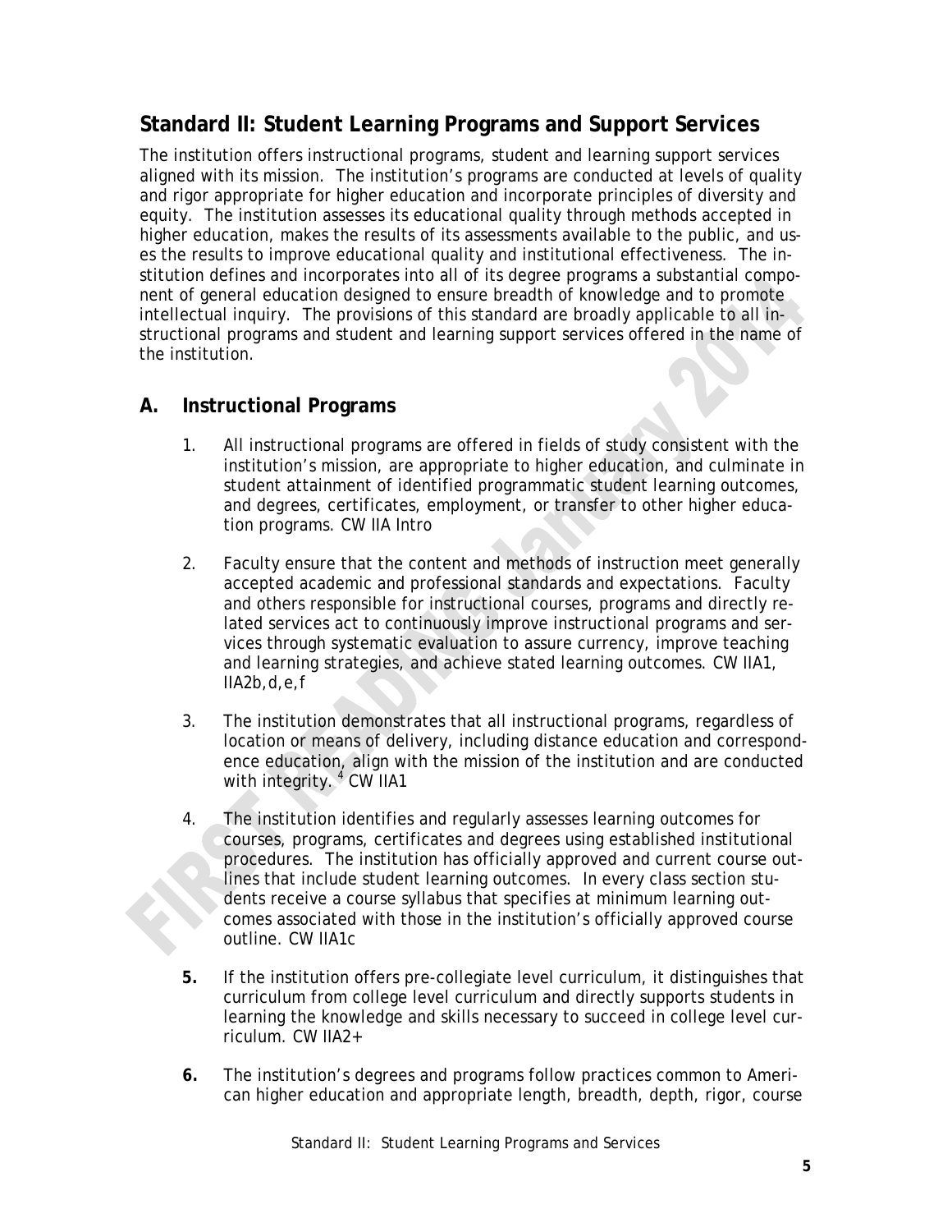## Standard II: Student Learning Programs and Support Services

The institution offers instructional programs, student and learning support services aligned with its mission. The institution's programs are conducted at levels of quality and rigor appropriate for higher education and incorporate principles of diversity and equity. The institution assesses its educational quality through methods accepted in higher education, makes the results of its assessments available to the public, and uses the results to improve educational quality and institutional effectiveness. The institution defines and incorporates into all of its degree programs a substantial component of general education designed to ensure breadth of knowledge and to promote intellectual inquiry. The provisions of this standard are broadly applicable to all instructional programs and student and learning support services offered in the name of the institution.

### A. Instructional Programs

1. All instructional programs are offered in fields of study consistent with the institution's mission, are appropriate to higher education, and culminate in student attainment of identified programmatic student learning outcomes, and degrees, certificates, employment, or transfer to other higher education programs. CW IIA Intro

2. Faculty ensure that the content and methods of instruction meet generally accepted academic and professional standards and expectations. Faculty and others responsible for instructional courses, programs and directly related services act to continuously improve instructional programs and services through systematic evaluation to assure currency, improve teaching and learning strategies, and achieve stated learning outcomes. CW IIA1, IIA2b,d,e,f

3. The institution demonstrates that all instructional programs, regardless of location or means of delivery, including distance education and correspondence education, align with the mission of the institution and are conducted with integrity. [4] CW IIA1

4. The institution identifies and regularly assesses learning outcomes for courses, programs, certificates and degrees using established institutional procedures. The institution has officially approved and current course outlines that include student learning outcomes. In every class section students receive a course syllabus that specifies at minimum learning outcomes associated with those in the institution's officially approved course outline. CW IIA1c

5. If the institution offers pre-collegiate level curriculum, it distinguishes that curriculum from college level curriculum and directly supports students in learning the knowledge and skills necessary to succeed in college level curriculum. CW IIA2+

6. The institution's degrees and programs follow practices common to American higher education and appropriate length, breadth, depth, rigor, course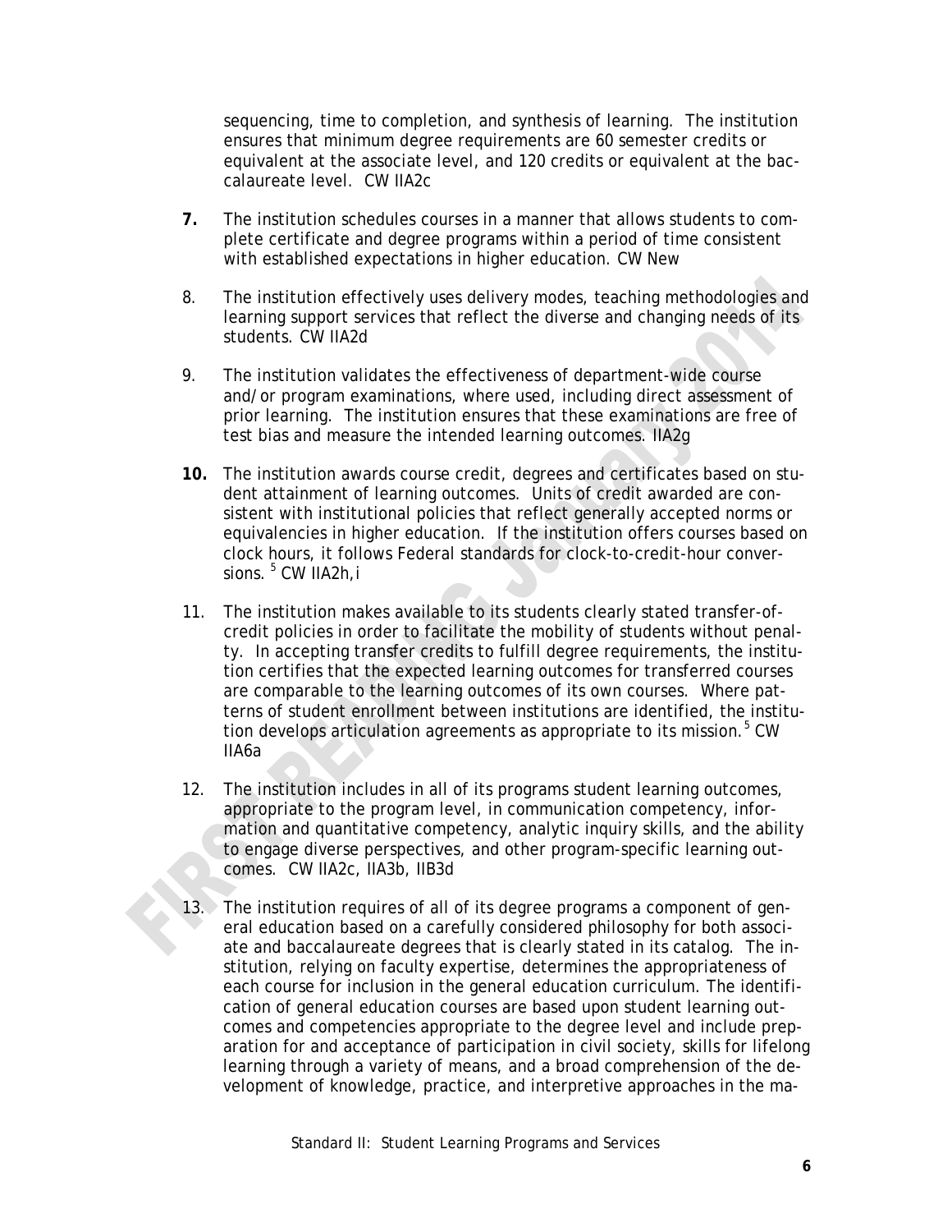sequencing, time to completion, and synthesis of learning. The institution ensures that minimum degree requirements are 60 semester credits or equivalent at the associate level, and 120 credits or equivalent at the baccalaureate level. CW IIA2c

**7.** The institution schedules courses in a manner that allows students to complete certificate and degree programs within a period of time consistent with established expectations in higher education. CW New

8. The institution effectively uses delivery modes, teaching methodologies and learning support services that reflect the diverse and changing needs of its students. CW IIA2d

9. The institution validates the effectiveness of department-wide course and/or program examinations, where used, including direct assessment of prior learning. The institution ensures that these examinations are free of test bias and measure the intended learning outcomes. IIA2g

**10.** The institution awards course credit, degrees and certificates based on student attainment of learning outcomes. Units of credit awarded are consistent with institutional policies that reflect generally accepted norms or equivalencies in higher education. If the institution offers courses based on clock hours, it follows Federal standards for clock-to-credit-hour conversions. [5] CW IIA2h,i

11. The institution makes available to its students clearly stated transfer-of-credit policies in order to facilitate the mobility of students without penalty. In accepting transfer credits to fulfill degree requirements, the institution certifies that the expected learning outcomes for transferred courses are comparable to the learning outcomes of its own courses. Where patterns of student enrollment between institutions are identified, the institution develops articulation agreements as appropriate to its mission.[5] CW IIA6a

12. The institution includes in all of its programs student learning outcomes, appropriate to the program level, in communication competency, information and quantitative competency, analytic inquiry skills, and the ability to engage diverse perspectives, and other program-specific learning outcomes. CW IIA2c, IIA3b, IIB3d

13. The institution requires of all of its degree programs a component of general education based on a carefully considered philosophy for both associate and baccalaureate degrees that is clearly stated in its catalog. The institution, relying on faculty expertise, determines the appropriateness of each course for inclusion in the general education curriculum. The identification of general education courses are based upon student learning outcomes and competencies appropriate to the degree level and include preparation for and acceptance of participation in civil society, skills for lifelong learning through a variety of means, and a broad comprehension of the development of knowledge, practice, and interpretive approaches in the ma-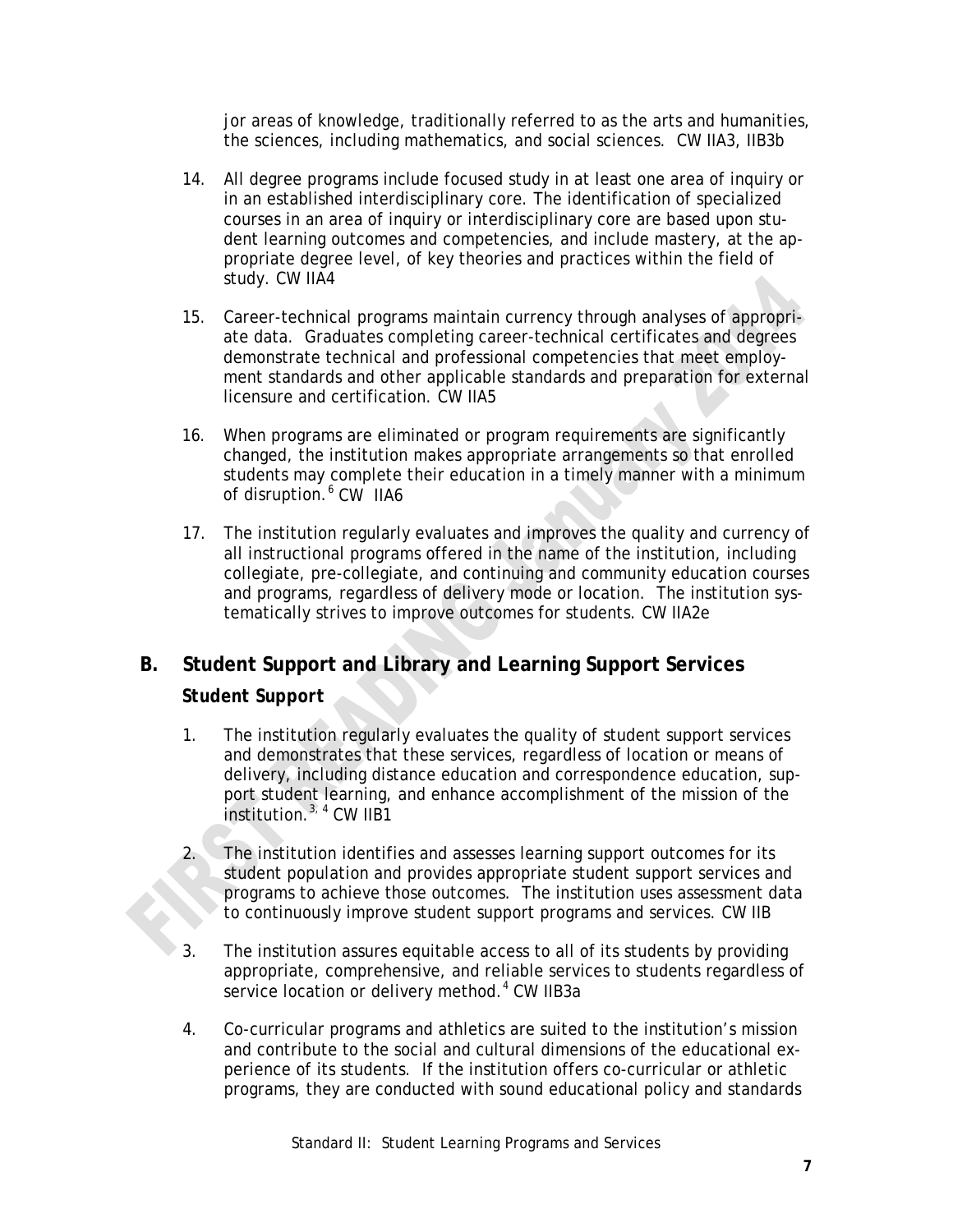jor areas of knowledge, traditionally referred to as the arts and humanities, the sciences, including mathematics, and social sciences. CW IIA3, IIB3b

14. All degree programs include focused study in at least one area of inquiry or in an established interdisciplinary core. The identification of specialized courses in an area of inquiry or interdisciplinary core are based upon student learning outcomes and competencies, and include mastery, at the appropriate degree level, of key theories and practices within the field of study. CW IIA4

15. Career-technical programs maintain currency through analyses of appropriate data. Graduates completing career-technical certificates and degrees demonstrate technical and professional competencies that meet employment standards and other applicable standards and preparation for external licensure and certification. CW IIA5

16. When programs are eliminated or program requirements are significantly changed, the institution makes appropriate arrangements so that enrolled students may complete their education in a timely manner with a minimum of disruption.[6] CW IIA6

17. The institution regularly evaluates and improves the quality and currency of all instructional programs offered in the name of the institution, including collegiate, pre-collegiate, and continuing and community education courses and programs, regardless of delivery mode or location. The institution systematically strives to improve outcomes for students. CW IIA2e

## B. Student Support and Library and Learning Support Services

### Student Support

1. The institution regularly evaluates the quality of student support services and demonstrates that these services, regardless of location or means of delivery, including distance education and correspondence education, support student learning, and enhance accomplishment of the mission of the institution.[3, 4] CW IIB1

2. The institution identifies and assesses learning support outcomes for its student population and provides appropriate student support services and programs to achieve those outcomes. The institution uses assessment data to continuously improve student support programs and services. CW IIB

3. The institution assures equitable access to all of its students by providing appropriate, comprehensive, and reliable services to students regardless of service location or delivery method.[4] CW IIB3a

4. Co-curricular programs and athletics are suited to the institution's mission and contribute to the social and cultural dimensions of the educational experience of its students. If the institution offers co-curricular or athletic programs, they are conducted with sound educational policy and standards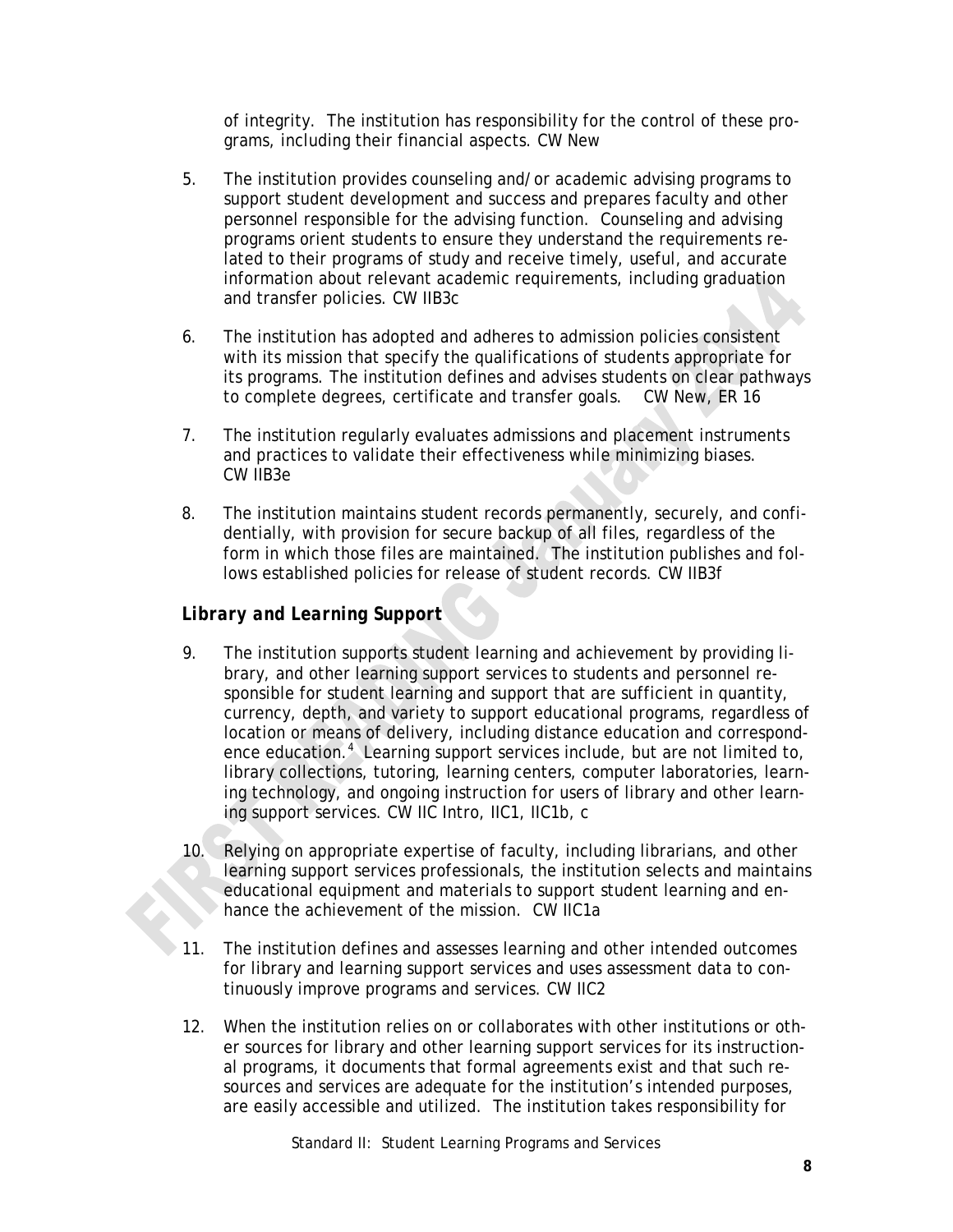of integrity. The institution has responsibility for the control of these programs, including their financial aspects. CW New

5. The institution provides counseling and/or academic advising programs to support student development and success and prepares faculty and other personnel responsible for the advising function. Counseling and advising programs orient students to ensure they understand the requirements related to their programs of study and receive timely, useful, and accurate information about relevant academic requirements, including graduation and transfer policies. CW IIB3c

6. The institution has adopted and adheres to admission policies consistent with its mission that specify the qualifications of students appropriate for its programs. The institution defines and advises students on clear pathways to complete degrees, certificate and transfer goals. CW New, ER 16

7. The institution regularly evaluates admissions and placement instruments and practices to validate their effectiveness while minimizing biases. CW IIB3e

8. The institution maintains student records permanently, securely, and confidentially, with provision for secure backup of all files, regardless of the form in which those files are maintained. The institution publishes and follows established policies for release of student records. CW IIB3f

### *Library and Learning Support*

9. The institution supports student learning and achievement by providing library, and other learning support services to students and personnel responsible for student learning and support that are sufficient in quantity, currency, depth, and variety to support educational programs, regardless of location or means of delivery, including distance education and correspondence education.[4] Learning support services include, but are not limited to, library collections, tutoring, learning centers, computer laboratories, learning technology, and ongoing instruction for users of library and other learning support services. CW IIC Intro, IIC1, IIC1b, c

10. Relying on appropriate expertise of faculty, including librarians, and other learning support services professionals, the institution selects and maintains educational equipment and materials to support student learning and enhance the achievement of the mission. CW IIC1a

11. The institution defines and assesses learning and other intended outcomes for library and learning support services and uses assessment data to continuously improve programs and services. CW IIC2

12. When the institution relies on or collaborates with other institutions or other sources for library and other learning support services for its instructional programs, it documents that formal agreements exist and that such resources and services are adequate for the institution's intended purposes, are easily accessible and utilized. The institution takes responsibility for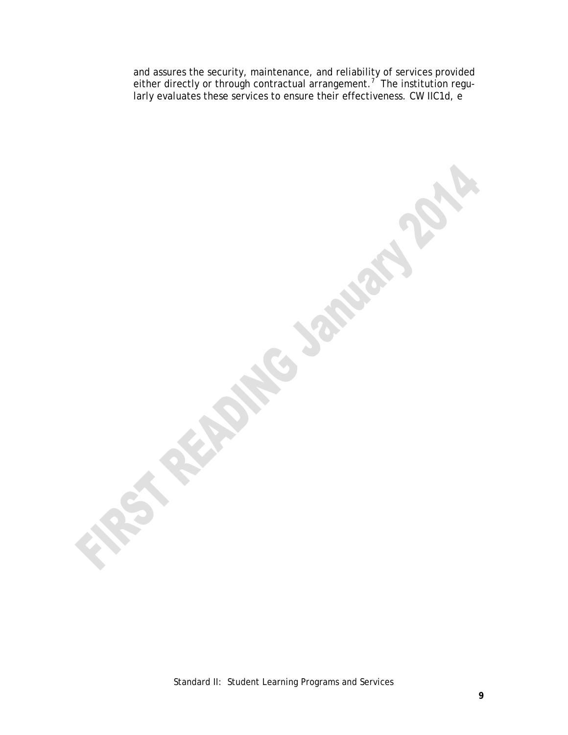and assures the security, maintenance, and reliability of services provided either directly or through contractual arrangement.[7] The institution regularly evaluates these services to ensure their effectiveness. CW IIC1d, e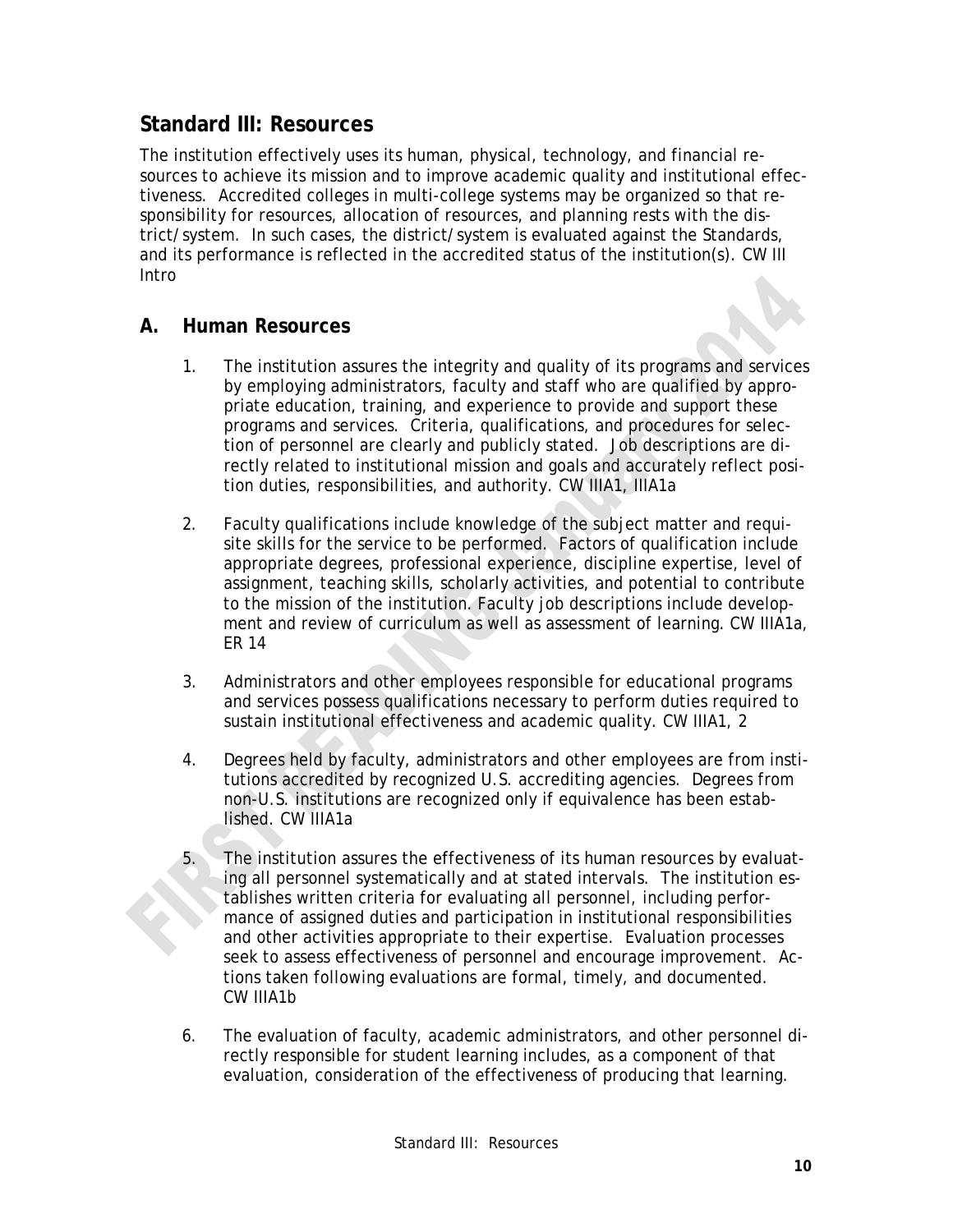## Standard III: Resources

The institution effectively uses its human, physical, technology, and financial resources to achieve its mission and to improve academic quality and institutional effectiveness. Accredited colleges in multi-college systems may be organized so that responsibility for resources, allocation of resources, and planning rests with the district/system. In such cases, the district/system is evaluated against the Standards, and its performance is reflected in the accredited status of the institution(s). CW III Intro

### A. Human Resources

1. The institution assures the integrity and quality of its programs and services by employing administrators, faculty and staff who are qualified by appropriate education, training, and experience to provide and support these programs and services. Criteria, qualifications, and procedures for selection of personnel are clearly and publicly stated. Job descriptions are directly related to institutional mission and goals and accurately reflect position duties, responsibilities, and authority. CW IIIA1, IIIA1a

2. Faculty qualifications include knowledge of the subject matter and requisite skills for the service to be performed. Factors of qualification include appropriate degrees, professional experience, discipline expertise, level of assignment, teaching skills, scholarly activities, and potential to contribute to the mission of the institution. Faculty job descriptions include development and review of curriculum as well as assessment of learning. CW IIIA1a, ER 14

3. Administrators and other employees responsible for educational programs and services possess qualifications necessary to perform duties required to sustain institutional effectiveness and academic quality. CW IIIA1, 2

4. Degrees held by faculty, administrators and other employees are from institutions accredited by recognized U.S. accrediting agencies. Degrees from non-U.S. institutions are recognized only if equivalence has been established. CW IIIA1a

5. The institution assures the effectiveness of its human resources by evaluating all personnel systematically and at stated intervals. The institution establishes written criteria for evaluating all personnel, including performance of assigned duties and participation in institutional responsibilities and other activities appropriate to their expertise. Evaluation processes seek to assess effectiveness of personnel and encourage improvement. Actions taken following evaluations are formal, timely, and documented. CW IIIA1b

6. The evaluation of faculty, academic administrators, and other personnel directly responsible for student learning includes, as a component of that evaluation, consideration of the effectiveness of producing that learning.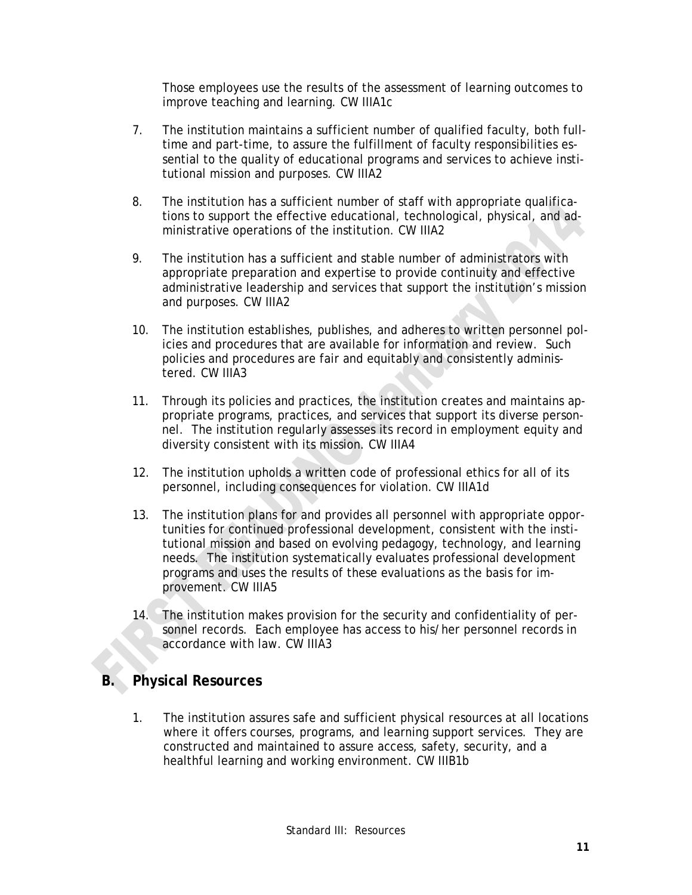Those employees use the results of the assessment of learning outcomes to improve teaching and learning. CW IIIA1c

7. The institution maintains a sufficient number of qualified faculty, both full-time and part-time, to assure the fulfillment of faculty responsibilities essential to the quality of educational programs and services to achieve institutional mission and purposes. CW IIIA2

8. The institution has a sufficient number of staff with appropriate qualifications to support the effective educational, technological, physical, and administrative operations of the institution. CW IIIA2

9. The institution has a sufficient and stable number of administrators with appropriate preparation and expertise to provide continuity and effective administrative leadership and services that support the institution's mission and purposes. CW IIIA2

10. The institution establishes, publishes, and adheres to written personnel policies and procedures that are available for information and review. Such policies and procedures are fair and equitably and consistently administered. CW IIIA3

11. Through its policies and practices, the institution creates and maintains appropriate programs, practices, and services that support its diverse personnel. The institution regularly assesses its record in employment equity and diversity consistent with its mission. CW IIIA4

12. The institution upholds a written code of professional ethics for all of its personnel, including consequences for violation. CW IIIA1d

13. The institution plans for and provides all personnel with appropriate opportunities for continued professional development, consistent with the institutional mission and based on evolving pedagogy, technology, and learning needs. The institution systematically evaluates professional development programs and uses the results of these evaluations as the basis for improvement. CW IIIA5

14. The institution makes provision for the security and confidentiality of personnel records. Each employee has access to his/her personnel records in accordance with law. CW IIIA3

## B. Physical Resources

1. The institution assures safe and sufficient physical resources at all locations where it offers courses, programs, and learning support services. They are constructed and maintained to assure access, safety, security, and a healthful learning and working environment. CW IIIB1b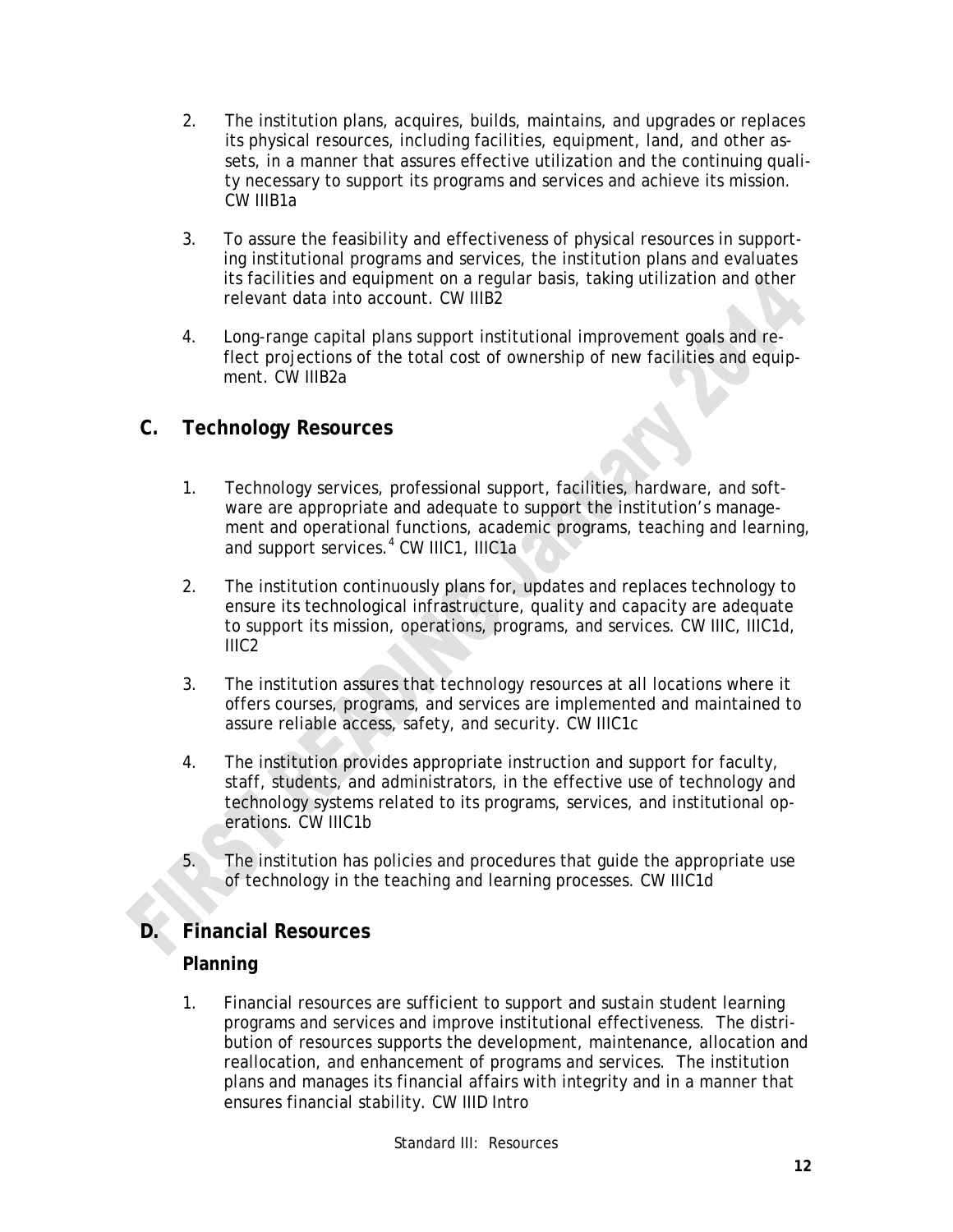2. The institution plans, acquires, builds, maintains, and upgrades or replaces its physical resources, including facilities, equipment, land, and other assets, in a manner that assures effective utilization and the continuing quality necessary to support its programs and services and achieve its mission. CW IIIB1a

3. To assure the feasibility and effectiveness of physical resources in supporting institutional programs and services, the institution plans and evaluates its facilities and equipment on a regular basis, taking utilization and other relevant data into account. CW IIIB2

4. Long-range capital plans support institutional improvement goals and reflect projections of the total cost of ownership of new facilities and equipment. CW IIIB2a

## C. Technology Resources

1. Technology services, professional support, facilities, hardware, and software are appropriate and adequate to support the institution's management and operational functions, academic programs, teaching and learning, and support services.[4] CW IIIC1, IIIC1a

2. The institution continuously plans for, updates and replaces technology to ensure its technological infrastructure, quality and capacity are adequate to support its mission, operations, programs, and services. CW IIIC, IIIC1d, IIIC2

3. The institution assures that technology resources at all locations where it offers courses, programs, and services are implemented and maintained to assure reliable access, safety, and security. CW IIIC1c

4. The institution provides appropriate instruction and support for faculty, staff, students, and administrators, in the effective use of technology and technology systems related to its programs, services, and institutional operations. CW IIIC1b

5. The institution has policies and procedures that guide the appropriate use of technology in the teaching and learning processes. CW IIIC1d

## D. Financial Resources

### Planning

1. Financial resources are sufficient to support and sustain student learning programs and services and improve institutional effectiveness. The distribution of resources supports the development, maintenance, allocation and reallocation, and enhancement of programs and services. The institution plans and manages its financial affairs with integrity and in a manner that ensures financial stability. CW IIID Intro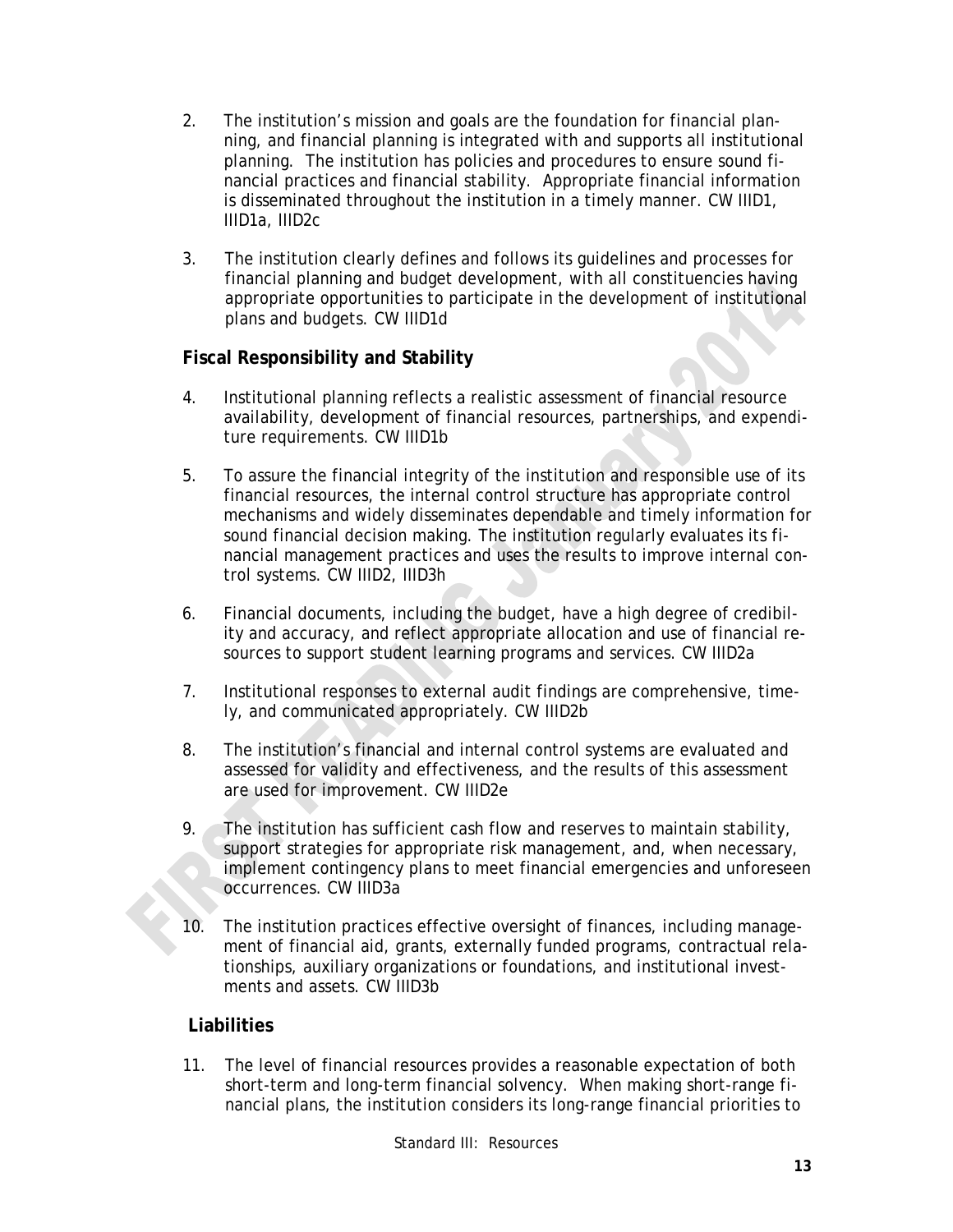2. The institution's mission and goals are the foundation for financial planning, and financial planning is integrated with and supports all institutional planning. The institution has policies and procedures to ensure sound financial practices and financial stability. Appropriate financial information is disseminated throughout the institution in a timely manner. CW IIID1, IIID1a, IIID2c

3. The institution clearly defines and follows its guidelines and processes for financial planning and budget development, with all constituencies having appropriate opportunities to participate in the development of institutional plans and budgets. CW IIID1d

**Fiscal Responsibility and Stability**

4. Institutional planning reflects a realistic assessment of financial resource availability, development of financial resources, partnerships, and expenditure requirements. CW IIID1b

5. To assure the financial integrity of the institution and responsible use of its financial resources, the internal control structure has appropriate control mechanisms and widely disseminates dependable and timely information for sound financial decision making. The institution regularly evaluates its financial management practices and uses the results to improve internal control systems. CW IIID2, IIID3h

6. Financial documents, including the budget, have a high degree of credibility and accuracy, and reflect appropriate allocation and use of financial resources to support student learning programs and services. CW IIID2a

7. Institutional responses to external audit findings are comprehensive, timely, and communicated appropriately. CW IIID2b

8. The institution's financial and internal control systems are evaluated and assessed for validity and effectiveness, and the results of this assessment are used for improvement. CW IIID2e

9. The institution has sufficient cash flow and reserves to maintain stability, support strategies for appropriate risk management, and, when necessary, implement contingency plans to meet financial emergencies and unforeseen occurrences. CW IIID3a

10. The institution practices effective oversight of finances, including management of financial aid, grants, externally funded programs, contractual relationships, auxiliary organizations or foundations, and institutional investments and assets. CW IIID3b

**Liabilities**

11. The level of financial resources provides a reasonable expectation of both short-term and long-term financial solvency. When making short-range financial plans, the institution considers its long-range financial priorities to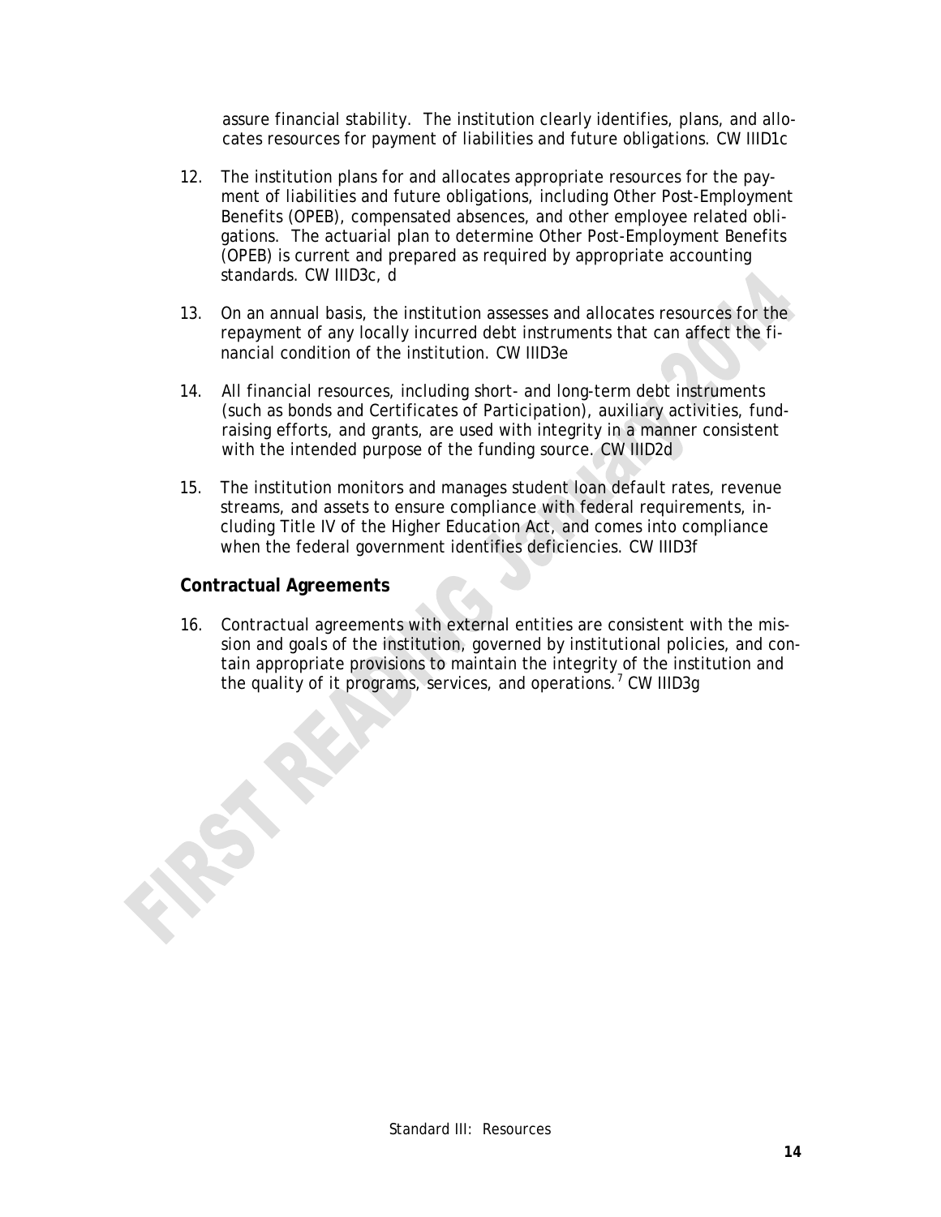assure financial stability. The institution clearly identifies, plans, and allocates resources for payment of liabilities and future obligations. CW IIID1c

12. The institution plans for and allocates appropriate resources for the payment of liabilities and future obligations, including Other Post-Employment Benefits (OPEB), compensated absences, and other employee related obligations. The actuarial plan to determine Other Post-Employment Benefits (OPEB) is current and prepared as required by appropriate accounting standards. CW IIID3c, d

13. On an annual basis, the institution assesses and allocates resources for the repayment of any locally incurred debt instruments that can affect the financial condition of the institution. CW IIID3e

14. All financial resources, including short- and long-term debt instruments (such as bonds and Certificates of Participation), auxiliary activities, fund-raising efforts, and grants, are used with integrity in a manner consistent with the intended purpose of the funding source. CW IIID2d

15. The institution monitors and manages student loan default rates, revenue streams, and assets to ensure compliance with federal requirements, including Title IV of the Higher Education Act, and comes into compliance when the federal government identifies deficiencies. CW IIID3f

**Contractual Agreements**

16. Contractual agreements with external entities are consistent with the mission and goals of the institution, governed by institutional policies, and contain appropriate provisions to maintain the integrity of the institution and the quality of it programs, services, and operations.[7] CW IIID3g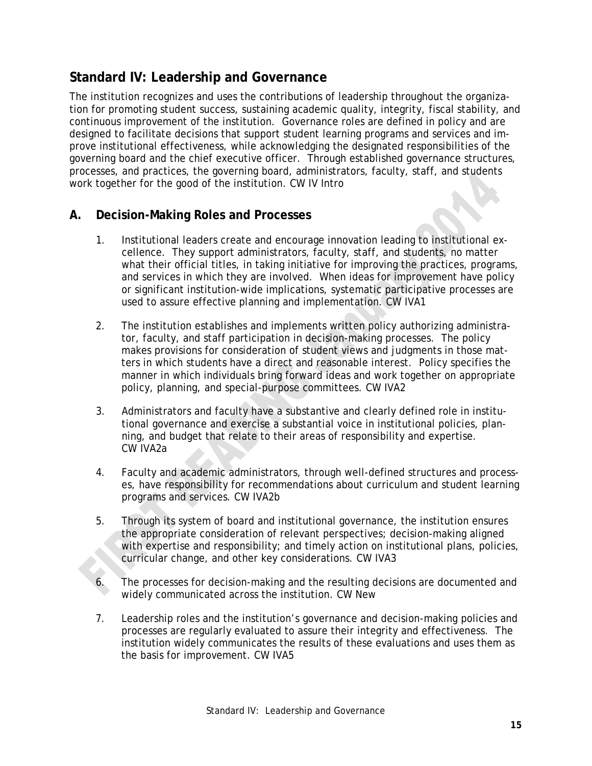## Standard IV: Leadership and Governance

The institution recognizes and uses the contributions of leadership throughout the organization for promoting student success, sustaining academic quality, integrity, fiscal stability, and continuous improvement of the institution. Governance roles are defined in policy and are designed to facilitate decisions that support student learning programs and services and improve institutional effectiveness, while acknowledging the designated responsibilities of the governing board and the chief executive officer. Through established governance structures, processes, and practices, the governing board, administrators, faculty, staff, and students work together for the good of the institution. CW IV Intro

### A. Decision-Making Roles and Processes

1. Institutional leaders create and encourage innovation leading to institutional excellence. They support administrators, faculty, staff, and students, no matter what their official titles, in taking initiative for improving the practices, programs, and services in which they are involved. When ideas for improvement have policy or significant institution-wide implications, systematic participative processes are used to assure effective planning and implementation. CW IVA1

2. The institution establishes and implements written policy authorizing administrator, faculty, and staff participation in decision-making processes. The policy makes provisions for consideration of student views and judgments in those matters in which students have a direct and reasonable interest. Policy specifies the manner in which individuals bring forward ideas and work together on appropriate policy, planning, and special-purpose committees. CW IVA2

3. Administrators and faculty have a substantive and clearly defined role in institutional governance and exercise a substantial voice in institutional policies, planning, and budget that relate to their areas of responsibility and expertise. CW IVA2a

4. Faculty and academic administrators, through well-defined structures and processes, have responsibility for recommendations about curriculum and student learning programs and services. CW IVA2b

5. Through its system of board and institutional governance, the institution ensures the appropriate consideration of relevant perspectives; decision-making aligned with expertise and responsibility; and timely action on institutional plans, policies, curricular change, and other key considerations. CW IVA3

6. The processes for decision-making and the resulting decisions are documented and widely communicated across the institution. CW New

7. Leadership roles and the institution's governance and decision-making policies and processes are regularly evaluated to assure their integrity and effectiveness. The institution widely communicates the results of these evaluations and uses them as the basis for improvement. CW IVA5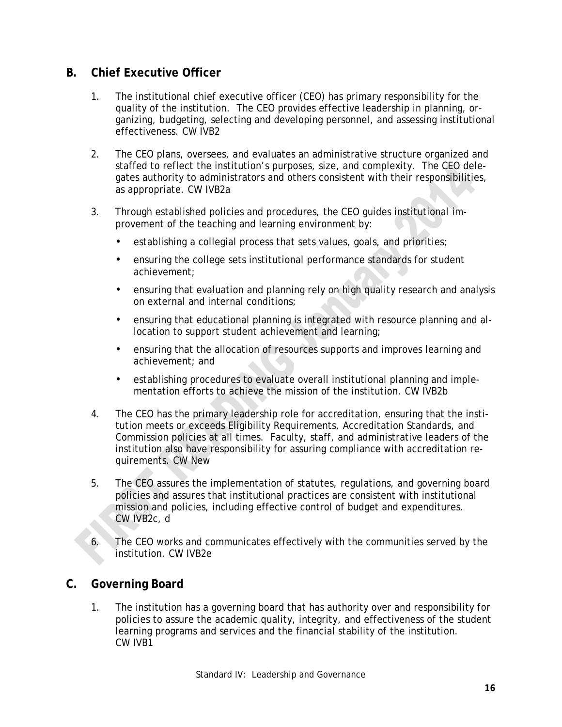## B. Chief Executive Officer

1. The institutional chief executive officer (CEO) has primary responsibility for the quality of the institution. The CEO provides effective leadership in planning, organizing, budgeting, selecting and developing personnel, and assessing institutional effectiveness. CW IVB2

2. The CEO plans, oversees, and evaluates an administrative structure organized and staffed to reflect the institution's purposes, size, and complexity. The CEO delegates authority to administrators and others consistent with their responsibilities, as appropriate. CW IVB2a

3. Through established policies and procedures, the CEO guides institutional improvement of the teaching and learning environment by:

   - establishing a collegial process that sets values, goals, and priorities;
   - ensuring the college sets institutional performance standards for student achievement;
   - ensuring that evaluation and planning rely on high quality research and analysis on external and internal conditions;
   - ensuring that educational planning is integrated with resource planning and allocation to support student achievement and learning;
   - ensuring that the allocation of resources supports and improves learning and achievement; and
   - establishing procedures to evaluate overall institutional planning and implementation efforts to achieve the mission of the institution. CW IVB2b

4. The CEO has the primary leadership role for accreditation, ensuring that the institution meets or exceeds Eligibility Requirements, Accreditation Standards, and Commission policies at all times. Faculty, staff, and administrative leaders of the institution also have responsibility for assuring compliance with accreditation requirements. CW New

5. The CEO assures the implementation of statutes, regulations, and governing board policies and assures that institutional practices are consistent with institutional mission and policies, including effective control of budget and expenditures. CW IVB2c, d

6. The CEO works and communicates effectively with the communities served by the institution. CW IVB2e

## C. Governing Board

1. The institution has a governing board that has authority over and responsibility for policies to assure the academic quality, integrity, and effectiveness of the student learning programs and services and the financial stability of the institution. CW IVB1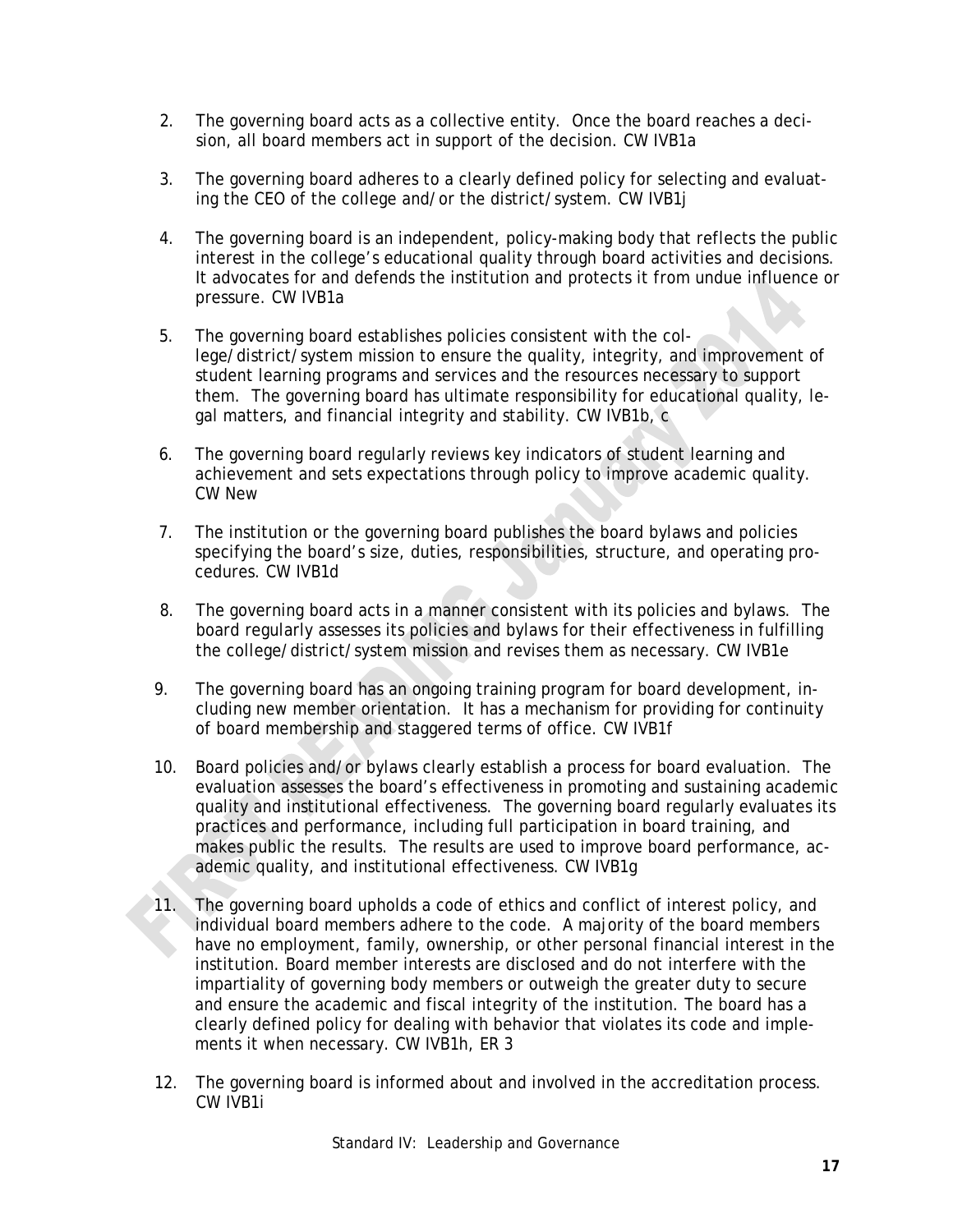2. The governing board acts as a collective entity. Once the board reaches a decision, all board members act in support of the decision. CW IVB1a

3. The governing board adheres to a clearly defined policy for selecting and evaluating the CEO of the college and/or the district/system. CW IVB1j

4. The governing board is an independent, policy-making body that reflects the public interest in the college's educational quality through board activities and decisions. It advocates for and defends the institution and protects it from undue influence or pressure. CW IVB1a

5. The governing board establishes policies consistent with the college/district/system mission to ensure the quality, integrity, and improvement of student learning programs and services and the resources necessary to support them. The governing board has ultimate responsibility for educational quality, legal matters, and financial integrity and stability. CW IVB1b, c

6. The governing board regularly reviews key indicators of student learning and achievement and sets expectations through policy to improve academic quality. CW New

7. The institution or the governing board publishes the board bylaws and policies specifying the board's size, duties, responsibilities, structure, and operating procedures. CW IVB1d

8. The governing board acts in a manner consistent with its policies and bylaws. The board regularly assesses its policies and bylaws for their effectiveness in fulfilling the college/district/system mission and revises them as necessary. CW IVB1e

9. The governing board has an ongoing training program for board development, including new member orientation. It has a mechanism for providing for continuity of board membership and staggered terms of office. CW IVB1f

10. Board policies and/or bylaws clearly establish a process for board evaluation. The evaluation assesses the board's effectiveness in promoting and sustaining academic quality and institutional effectiveness. The governing board regularly evaluates its practices and performance, including full participation in board training, and makes public the results. The results are used to improve board performance, academic quality, and institutional effectiveness. CW IVB1g

11. The governing board upholds a code of ethics and conflict of interest policy, and individual board members adhere to the code. A majority of the board members have no employment, family, ownership, or other personal financial interest in the institution. Board member interests are disclosed and do not interfere with the impartiality of governing body members or outweigh the greater duty to secure and ensure the academic and fiscal integrity of the institution. The board has a clearly defined policy for dealing with behavior that violates its code and implements it when necessary. CW IVB1h, ER 3

12. The governing board is informed about and involved in the accreditation process. CW IVB1i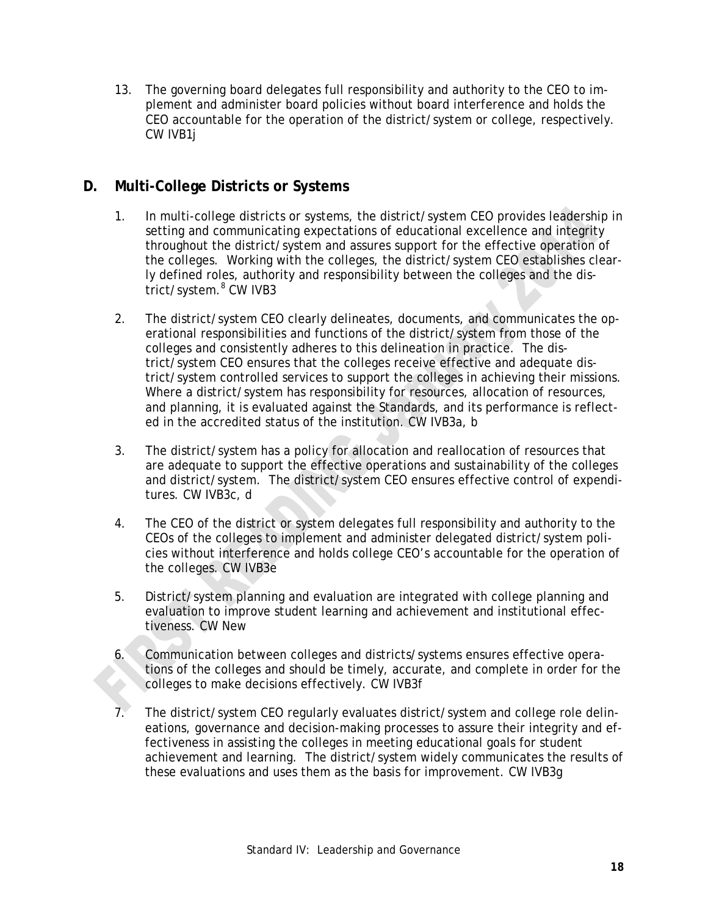13. The governing board delegates full responsibility and authority to the CEO to implement and administer board policies without board interference and holds the CEO accountable for the operation of the district/system or college, respectively. CW IVB1j

## D. Multi-College Districts or Systems

1. In multi-college districts or systems, the district/system CEO provides leadership in setting and communicating expectations of educational excellence and integrity throughout the district/system and assures support for the effective operation of the colleges. Working with the colleges, the district/system CEO establishes clearly defined roles, authority and responsibility between the colleges and the district/system.[8] CW IVB3

2. The district/system CEO clearly delineates, documents, and communicates the operational responsibilities and functions of the district/system from those of the colleges and consistently adheres to this delineation in practice. The district/system CEO ensures that the colleges receive effective and adequate district/system controlled services to support the colleges in achieving their missions. Where a district/system has responsibility for resources, allocation of resources, and planning, it is evaluated against the Standards, and its performance is reflected in the accredited status of the institution. CW IVB3a, b

3. The district/system has a policy for allocation and reallocation of resources that are adequate to support the effective operations and sustainability of the colleges and district/system. The district/system CEO ensures effective control of expenditures. CW IVB3c, d

4. The CEO of the district or system delegates full responsibility and authority to the CEOs of the colleges to implement and administer delegated district/system policies without interference and holds college CEO's accountable for the operation of the colleges. CW IVB3e

5. District/system planning and evaluation are integrated with college planning and evaluation to improve student learning and achievement and institutional effectiveness. CW New

6. Communication between colleges and districts/systems ensures effective operations of the colleges and should be timely, accurate, and complete in order for the colleges to make decisions effectively. CW IVB3f

7. The district/system CEO regularly evaluates district/system and college role delineations, governance and decision-making processes to assure their integrity and effectiveness in assisting the colleges in meeting educational goals for student achievement and learning. The district/system widely communicates the results of these evaluations and uses them as the basis for improvement. CW IVB3g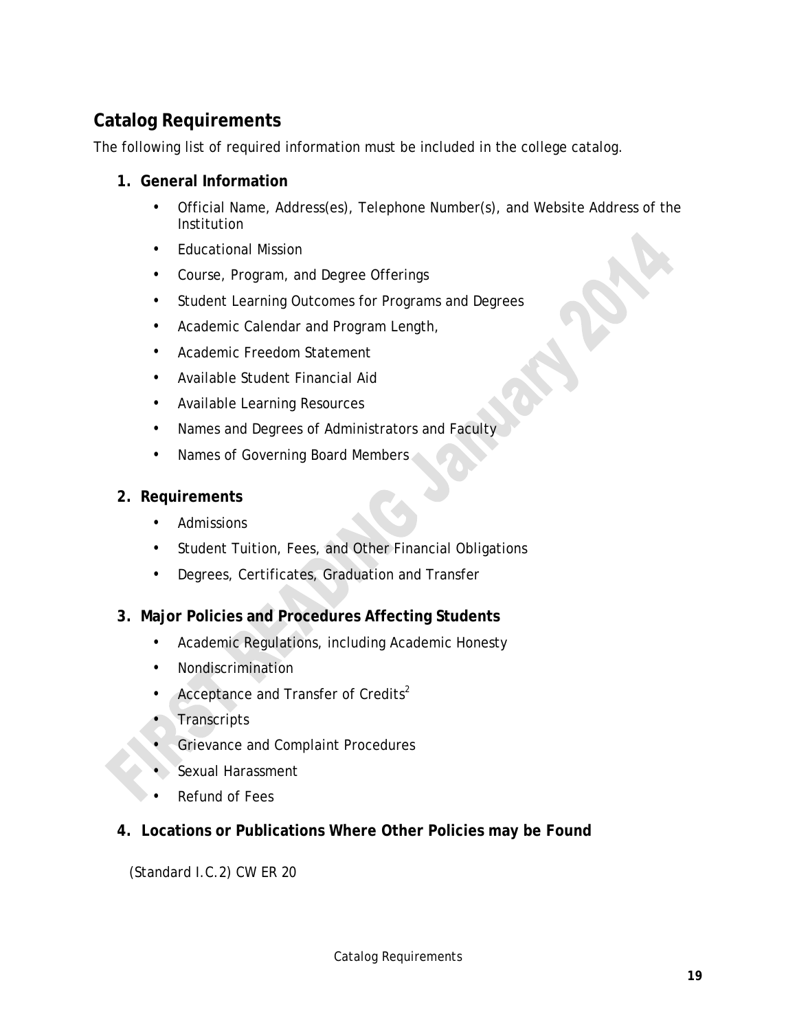## Catalog Requirements

The following list of required information must be included in the college catalog.

1. **General Information**
   - Official Name, Address(es), Telephone Number(s), and Website Address of the Institution
   - Educational Mission
   - Course, Program, and Degree Offerings
   - Student Learning Outcomes for Programs and Degrees
   - Academic Calendar and Program Length,
   - Academic Freedom Statement
   - Available Student Financial Aid
   - Available Learning Resources
   - Names and Degrees of Administrators and Faculty
   - Names of Governing Board Members

2. **Requirements**
   - Admissions
   - Student Tuition, Fees, and Other Financial Obligations
   - Degrees, Certificates, Graduation and Transfer

3. **Major Policies and Procedures Affecting Students**
   - Academic Regulations, including Academic Honesty
   - Nondiscrimination
   - Acceptance and Transfer of Credits[2]
   - Transcripts
   - Grievance and Complaint Procedures
   - Sexual Harassment
   - Refund of Fees

4. **Locations or Publications Where Other Policies may be Found**

(Standard I.C.2) CW ER 20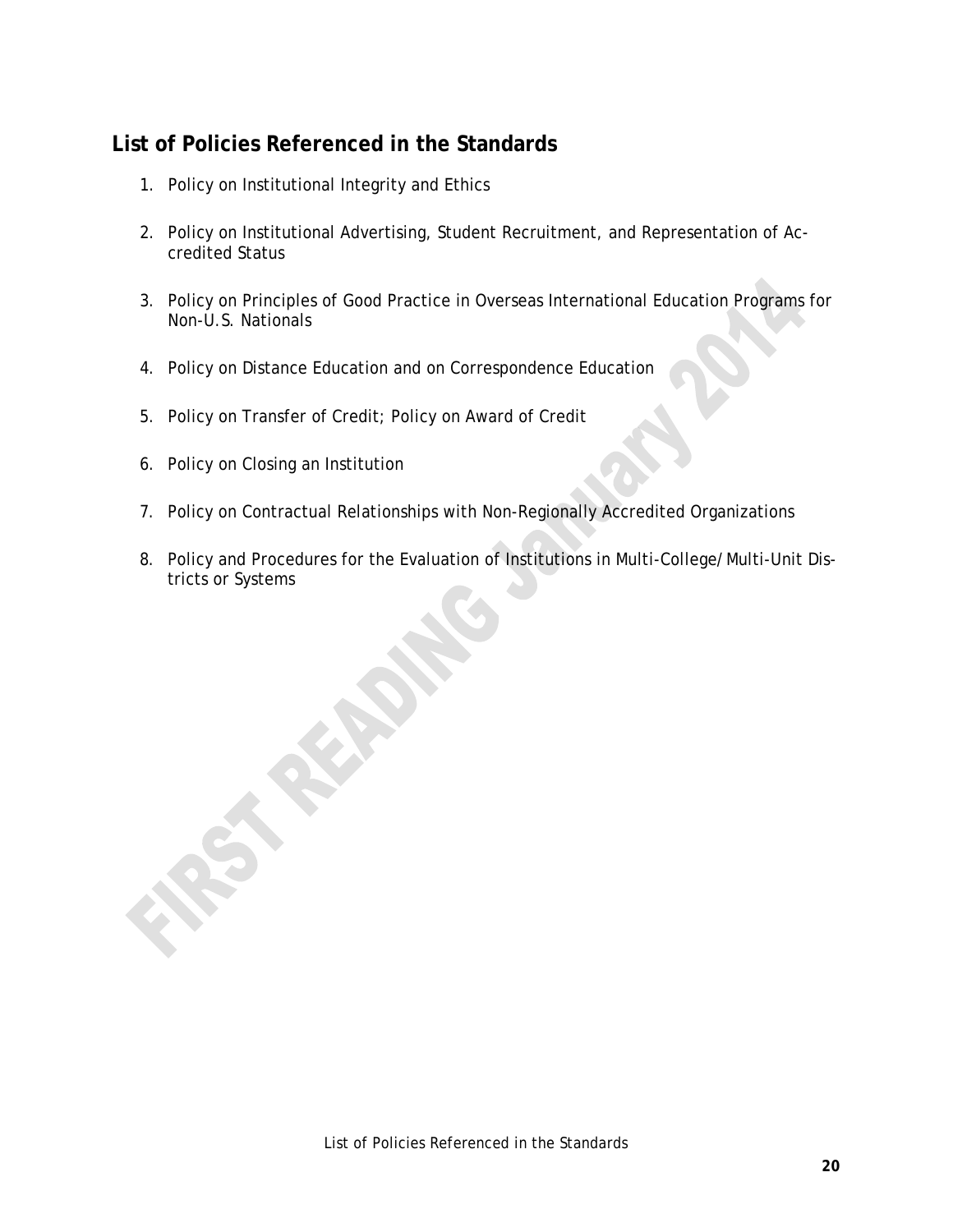## List of Policies Referenced in the Standards

1. Policy on Institutional Integrity and Ethics
2. Policy on Institutional Advertising, Student Recruitment, and Representation of Accredited Status
3. Policy on Principles of Good Practice in Overseas International Education Programs for Non-U.S. Nationals
4. Policy on Distance Education and on Correspondence Education
5. Policy on Transfer of Credit; Policy on Award of Credit
6. Policy on Closing an Institution
7. Policy on Contractual Relationships with Non-Regionally Accredited Organizations
8. Policy and Procedures for the Evaluation of Institutions in Multi-College/Multi-Unit Districts or Systems